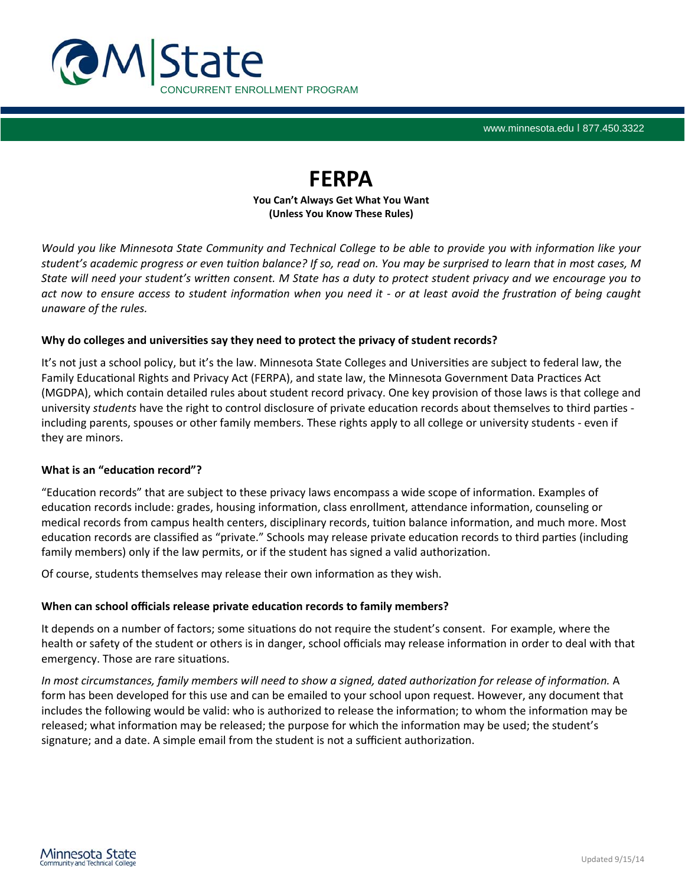M|State CONCURRENT ENROLLMENT PROGRAM

www.minnesota.edu | 877.450.3322

# FERPA

**You Can't Always Get What You Want**
**(Unless You Know These Rules)**

*Would you like Minnesota State Community and Technical College to be able to provide you with information like your student's academic progress or even tuition balance? If so, read on. You may be surprised to learn that in most cases, M State will need your student's written consent. M State has a duty to protect student privacy and we encourage you to act now to ensure access to student information when you need it - or at least avoid the frustration of being caught unaware of the rules.*

### Why do colleges and universities say they need to protect the privacy of student records?

It's not just a school policy, but it's the law. Minnesota State Colleges and Universities are subject to federal law, the Family Educational Rights and Privacy Act (FERPA), and state law, the Minnesota Government Data Practices Act (MGDPA), which contain detailed rules about student record privacy. One key provision of those laws is that college and university *students* have the right to control disclosure of private education records about themselves to third parties - including parents, spouses or other family members. These rights apply to all college or university students - even if they are minors.

### What is an "education record"?

"Education records" that are subject to these privacy laws encompass a wide scope of information. Examples of education records include: grades, housing information, class enrollment, attendance information, counseling or medical records from campus health centers, disciplinary records, tuition balance information, and much more. Most education records are classified as "private." Schools may release private education records to third parties (including family members) only if the law permits, or if the student has signed a valid authorization.

Of course, students themselves may release their own information as they wish.

### When can school officials release private education records to family members?

It depends on a number of factors; some situations do not require the student's consent. For example, where the health or safety of the student or others is in danger, school officials may release information in order to deal with that emergency. Those are rare situations.

*In most circumstances, family members will need to show a signed, dated authorization for release of information.* A form has been developed for this use and can be emailed to your school upon request. However, any document that includes the following would be valid: who is authorized to release the information; to whom the information may be released; what information may be released; the purpose for which the information may be used; the student's signature; and a date. A simple email from the student is not a sufficient authorization.

Minnesota State Community and Technical College

Updated 9/15/14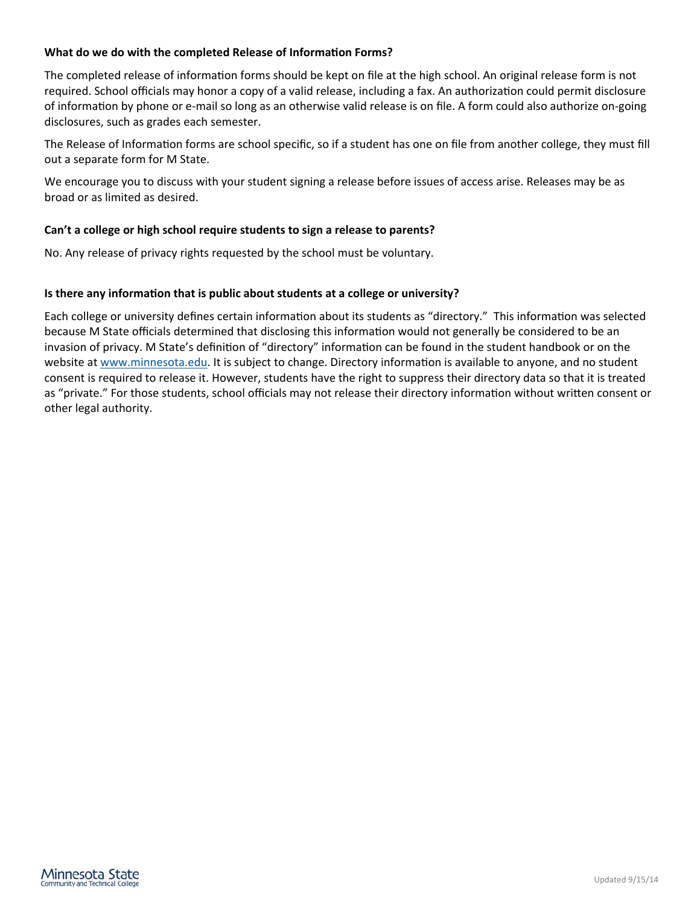### What do we do with the completed Release of Information Forms?

The completed release of information forms should be kept on file at the high school. An original release form is not required. School officials may honor a copy of a valid release, including a fax. An authorization could permit disclosure of information by phone or e-mail so long as an otherwise valid release is on file. A form could also authorize on-going disclosures, such as grades each semester.

The Release of Information forms are school specific, so if a student has one on file from another college, they must fill out a separate form for M State.

We encourage you to discuss with your student signing a release before issues of access arise. Releases may be as broad or as limited as desired.

### Can't a college or high school require students to sign a release to parents?

No. Any release of privacy rights requested by the school must be voluntary.

### Is there any information that is public about students at a college or university?

Each college or university defines certain information about its students as "directory." This information was selected because M State officials determined that disclosing this information would not generally be considered to be an invasion of privacy. M State's definition of "directory" information can be found in the student handbook or on the website at www.minnesota.edu. It is subject to change. Directory information is available to anyone, and no student consent is required to release it. However, students have the right to suppress their directory data so that it is treated as "private." For those students, school officials may not release their directory information without written consent or other legal authority.